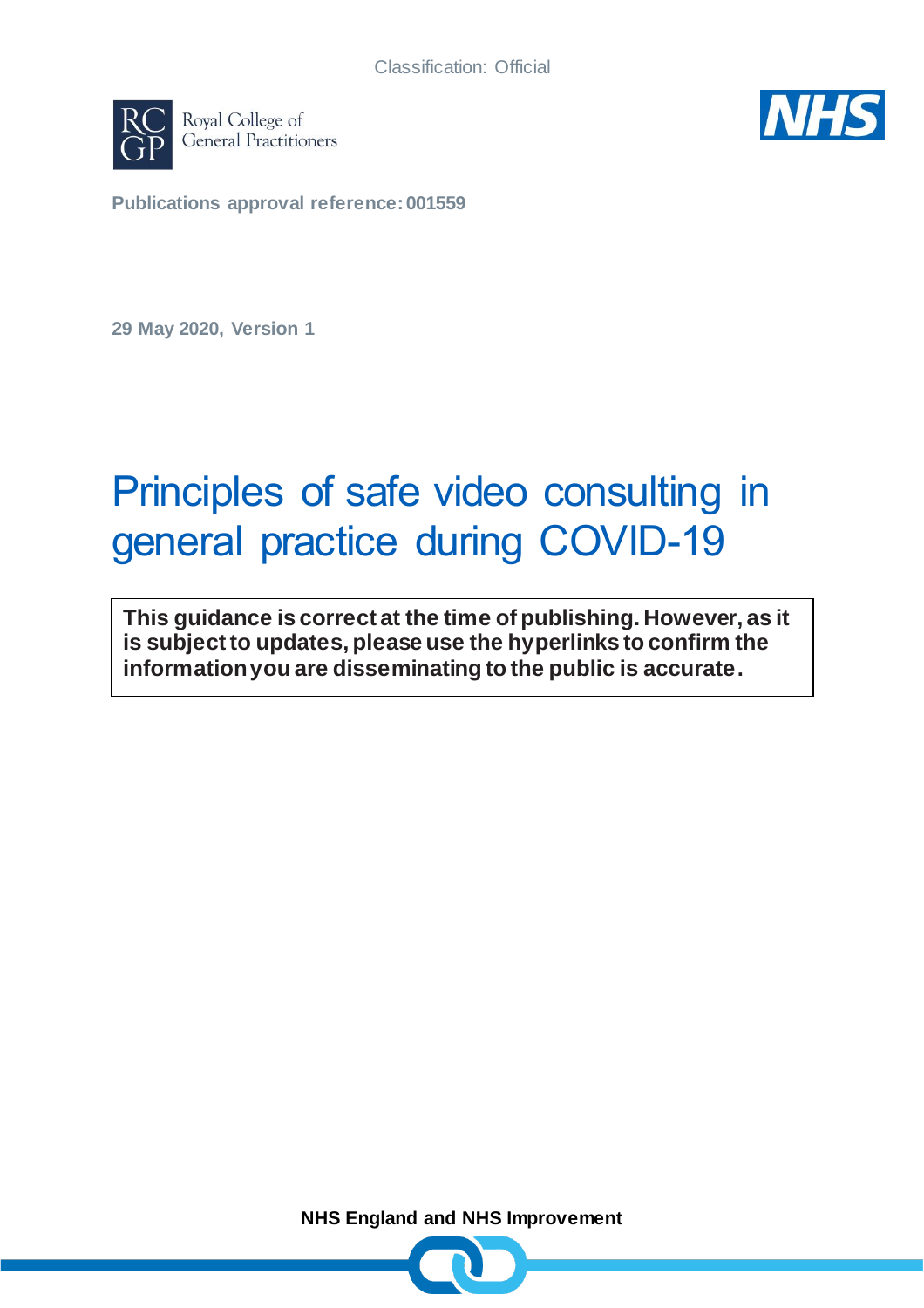Classification: Official

Royal College of General Practitioners

**Publications approval reference: 001559**

**29 May 2020, Version 1**

# Principles of safe video consulting in general practice during COVID-19

**This guidance is correct at the time of publishing. However, as it is subject to updates, please use the hyperlinks to confirm the information you are disseminating to the public is accurate.**

**NHS England and NHS Improvement**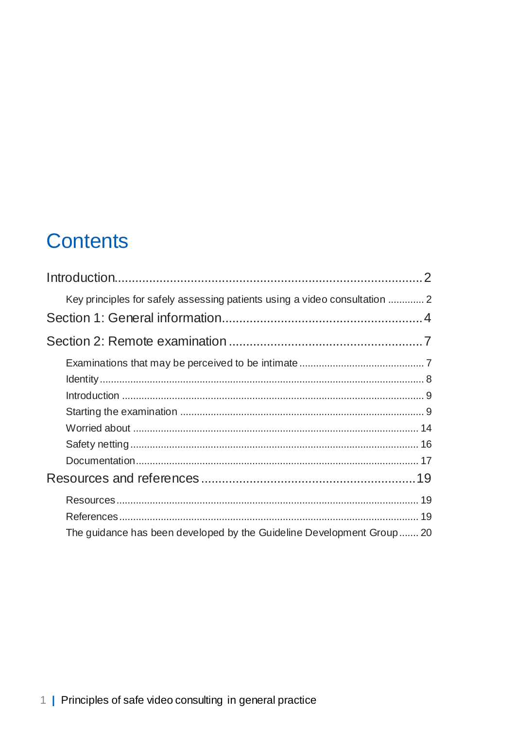# Contents

Introduction .......................................................................... 2

- Key principles for safely assessing patients using a video consultation ............. 2

Section 1: General information .......................................................... 4

Section 2: Remote examination .......................................................... 7

- Examinations that may be perceived to be intimate ............................................. 7
- Identity ..................................................................................................... 8
- Introduction ............................................................................................. 9
- Starting the examination ........................................................................... 9
- Worried about ........................................................................................ 14
- Safety netting ......................................................................................... 16
- Documentation ........................................................................................ 17

Resources and references ............................................................... 19

- Resources .............................................................................................. 19
- References ............................................................................................. 19
- The guidance has been developed by the Guideline Development Group ....... 20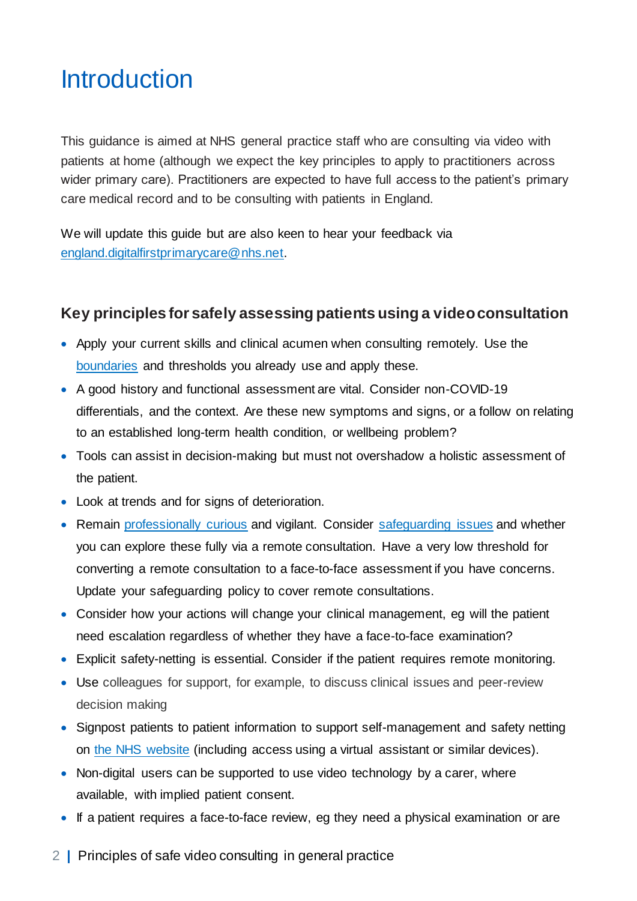# Introduction

This guidance is aimed at NHS general practice staff who are consulting via video with patients at home (although we expect the key principles to apply to practitioners across wider primary care). Practitioners are expected to have full access to the patient's primary care medical record and to be consulting with patients in England.

We will update this guide but are also keen to hear your feedback via england.digitalfirstprimarycare@nhs.net.

## Key principles for safely assessing patients using a video consultation

- Apply your current skills and clinical acumen when consulting remotely. Use the boundaries and thresholds you already use and apply these.
- A good history and functional assessment are vital. Consider non-COVID-19 differentials, and the context. Are these new symptoms and signs, or a follow on relating to an established long-term health condition, or wellbeing problem?
- Tools can assist in decision-making but must not overshadow a holistic assessment of the patient.
- Look at trends and for signs of deterioration.
- Remain professionally curious and vigilant. Consider safeguarding issues and whether you can explore these fully via a remote consultation. Have a very low threshold for converting a remote consultation to a face-to-face assessment if you have concerns. Update your safeguarding policy to cover remote consultations.
- Consider how your actions will change your clinical management, eg will the patient need escalation regardless of whether they have a face-to-face examination?
- Explicit safety-netting is essential. Consider if the patient requires remote monitoring.
- Use colleagues for support, for example, to discuss clinical issues and peer-review decision making
- Signpost patients to patient information to support self-management and safety netting on the NHS website (including access using a virtual assistant or similar devices).
- Non-digital users can be supported to use video technology by a carer, where available, with implied patient consent.
- If a patient requires a face-to-face review, eg they need a physical examination or are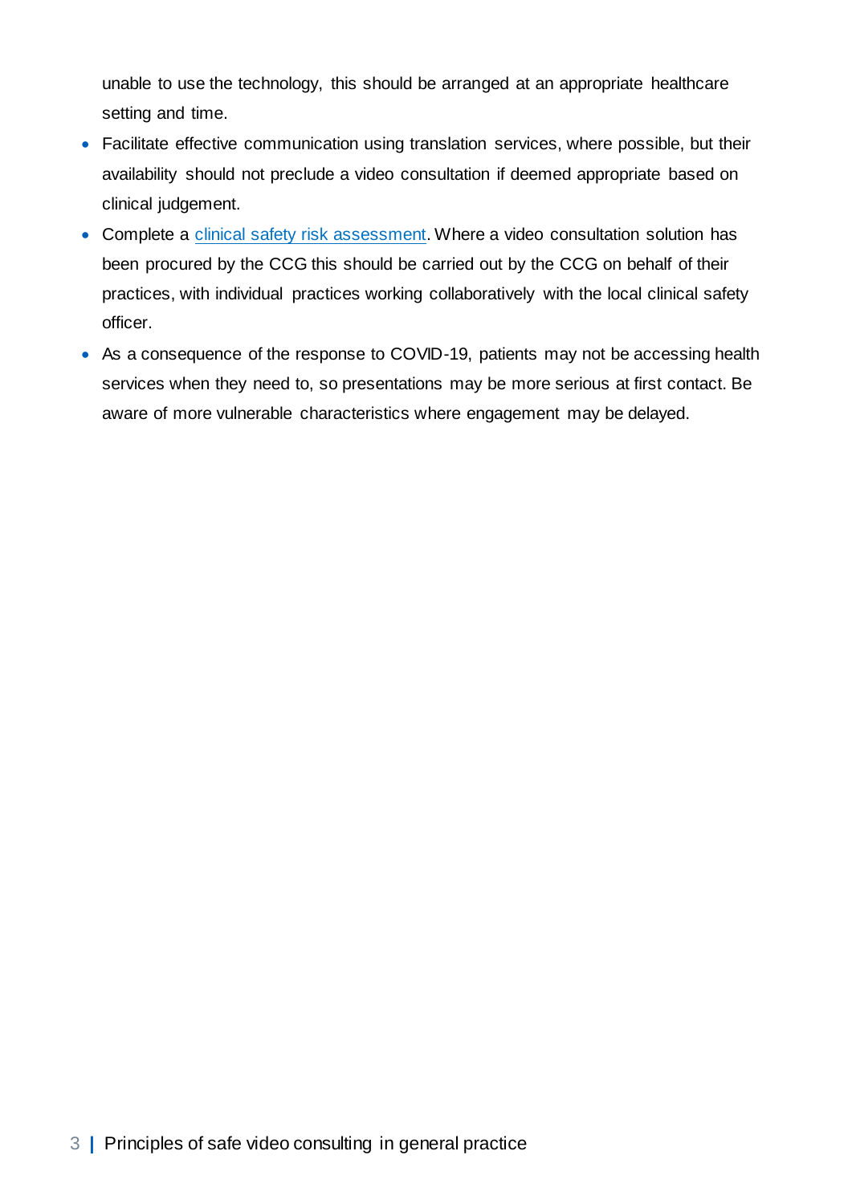unable to use the technology, this should be arranged at an appropriate healthcare setting and time.

- Facilitate effective communication using translation services, where possible, but their availability should not preclude a video consultation if deemed appropriate based on clinical judgement.
- Complete a clinical safety risk assessment. Where a video consultation solution has been procured by the CCG this should be carried out by the CCG on behalf of their practices, with individual practices working collaboratively with the local clinical safety officer.
- As a consequence of the response to COVID-19, patients may not be accessing health services when they need to, so presentations may be more serious at first contact. Be aware of more vulnerable characteristics where engagement may be delayed.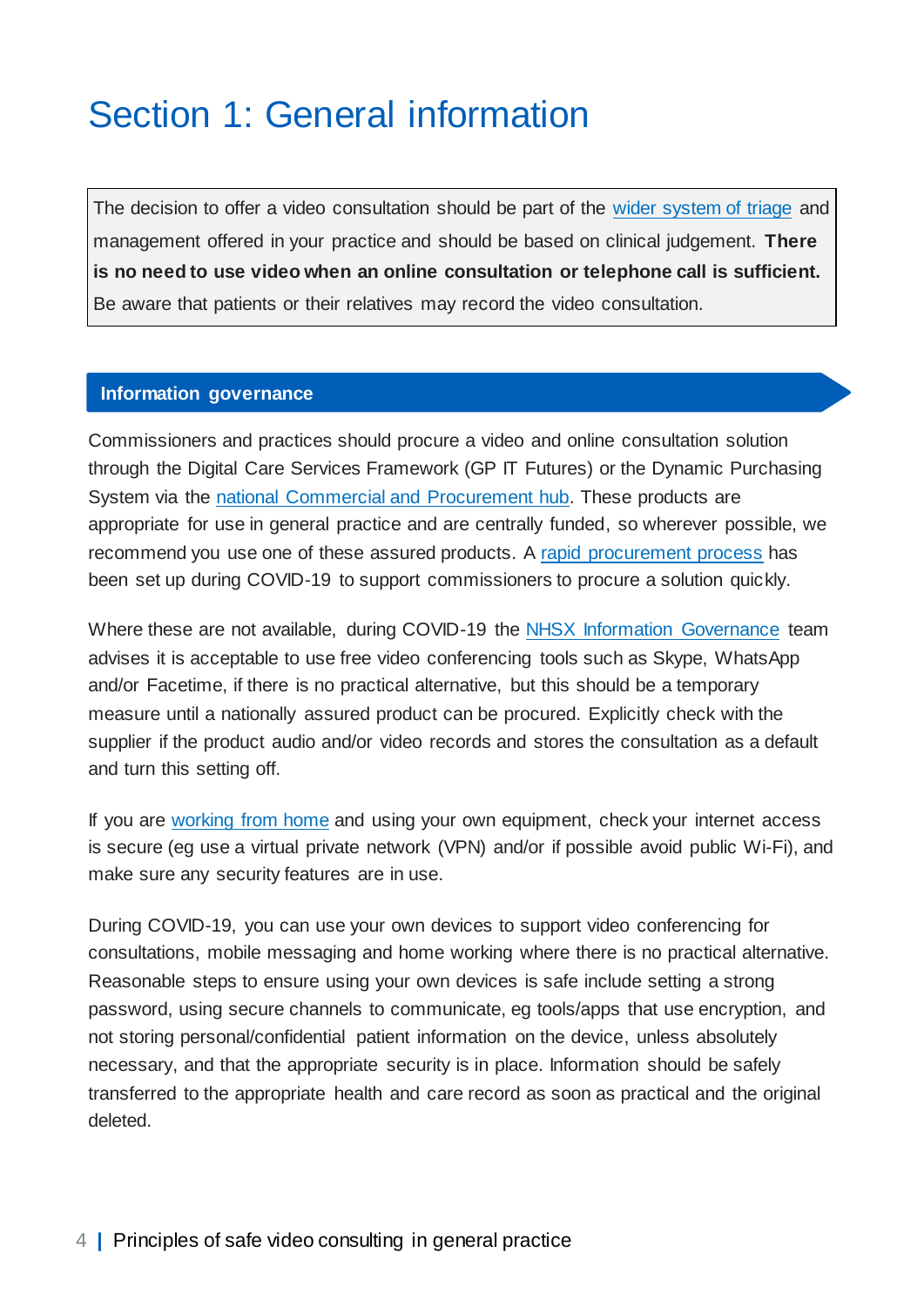# Section 1: General information

The decision to offer a video consultation should be part of the wider system of triage and management offered in your practice and should be based on clinical judgement. **There is no need to use video when an online consultation or telephone call is sufficient.** Be aware that patients or their relatives may record the video consultation.

## Information governance

Commissioners and practices should procure a video and online consultation solution through the Digital Care Services Framework (GP IT Futures) or the Dynamic Purchasing System via the national Commercial and Procurement hub. These products are appropriate for use in general practice and are centrally funded, so wherever possible, we recommend you use one of these assured products. A rapid procurement process has been set up during COVID-19 to support commissioners to procure a solution quickly.

Where these are not available, during COVID-19 the NHSX Information Governance team advises it is acceptable to use free video conferencing tools such as Skype, WhatsApp and/or Facetime, if there is no practical alternative, but this should be a temporary measure until a nationally assured product can be procured. Explicitly check with the supplier if the product audio and/or video records and stores the consultation as a default and turn this setting off.

If you are working from home and using your own equipment, check your internet access is secure (eg use a virtual private network (VPN) and/or if possible avoid public Wi-Fi), and make sure any security features are in use.

During COVID-19, you can use your own devices to support video conferencing for consultations, mobile messaging and home working where there is no practical alternative. Reasonable steps to ensure using your own devices is safe include setting a strong password, using secure channels to communicate, eg tools/apps that use encryption, and not storing personal/confidential patient information on the device, unless absolutely necessary, and that the appropriate security is in place. Information should be safely transferred to the appropriate health and care record as soon as practical and the original deleted.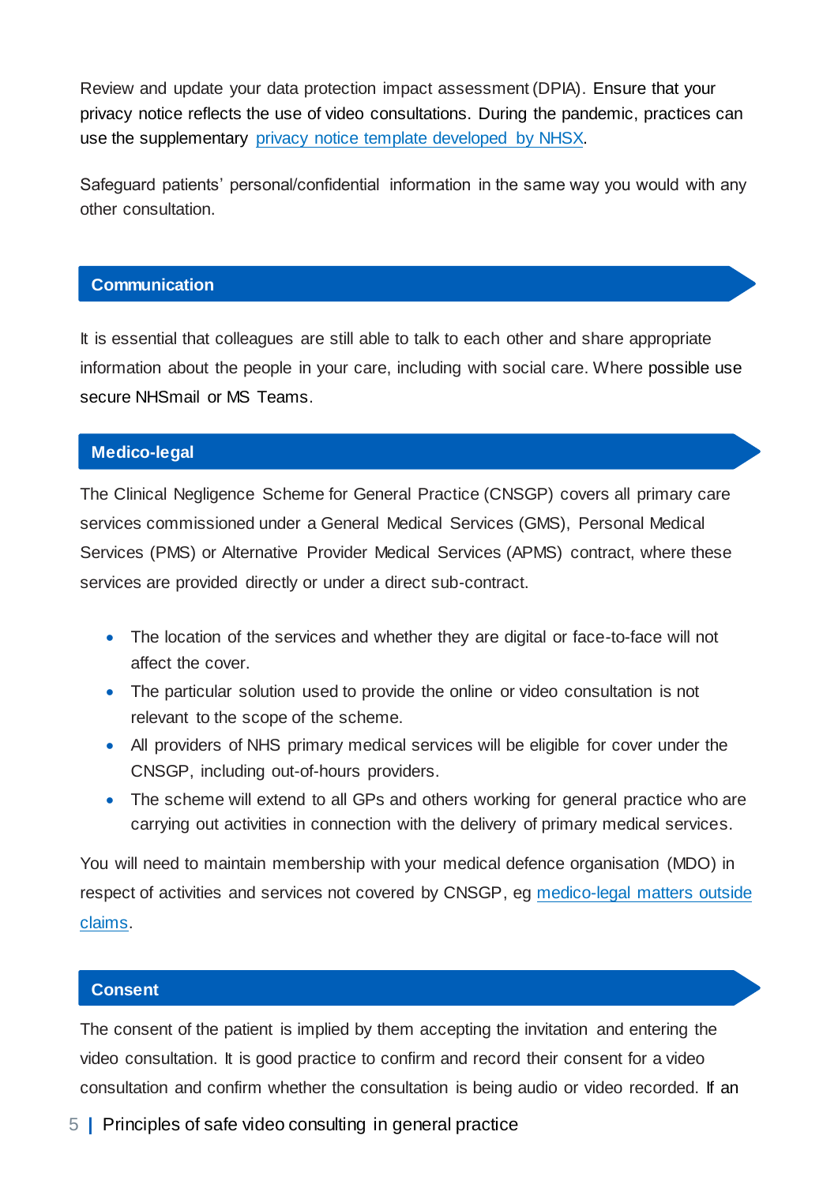Review and update your data protection impact assessment (DPIA). Ensure that your privacy notice reflects the use of video consultations. During the pandemic, practices can use the supplementary [privacy notice template developed by NHSX](#).

Safeguard patients' personal/confidential information in the same way you would with any other consultation.

## Communication

It is essential that colleagues are still able to talk to each other and share appropriate information about the people in your care, including with social care. Where possible use secure NHSmail or MS Teams.

## Medico-legal

The Clinical Negligence Scheme for General Practice (CNSGP) covers all primary care services commissioned under a General Medical Services (GMS), Personal Medical Services (PMS) or Alternative Provider Medical Services (APMS) contract, where these services are provided directly or under a direct sub-contract.

- The location of the services and whether they are digital or face-to-face will not affect the cover.
- The particular solution used to provide the online or video consultation is not relevant to the scope of the scheme.
- All providers of NHS primary medical services will be eligible for cover under the CNSGP, including out-of-hours providers.
- The scheme will extend to all GPs and others working for general practice who are carrying out activities in connection with the delivery of primary medical services.

You will need to maintain membership with your medical defence organisation (MDO) in respect of activities and services not covered by CNSGP, eg [medico-legal matters outside claims](#).

## Consent

The consent of the patient is implied by them accepting the invitation and entering the video consultation. It is good practice to confirm and record their consent for a video consultation and confirm whether the consultation is being audio or video recorded. If an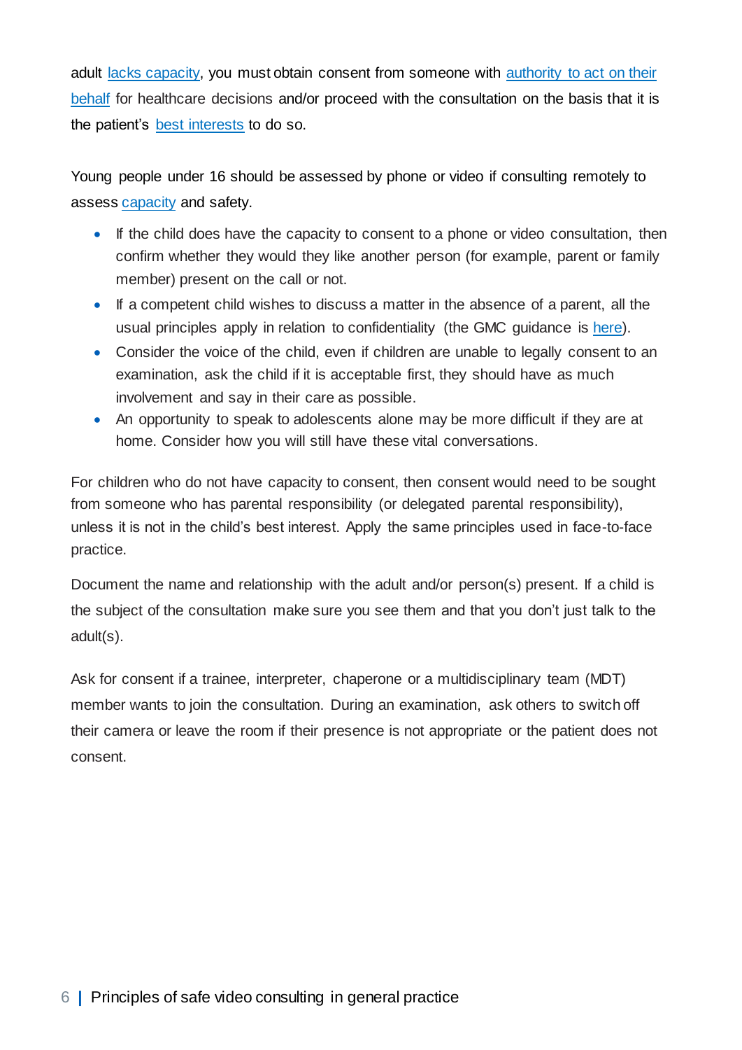adult [lacks capacity](), you must obtain consent from someone with [authority to act on their behalf]() for healthcare decisions and/or proceed with the consultation on the basis that it is the patient's [best interests]() to do so.

Young people under 16 should be assessed by phone or video if consulting remotely to assess [capacity]() and safety.

- If the child does have the capacity to consent to a phone or video consultation, then confirm whether they would they like another person (for example, parent or family member) present on the call or not.
- If a competent child wishes to discuss a matter in the absence of a parent, all the usual principles apply in relation to confidentiality (the GMC guidance is [here]()).
- Consider the voice of the child, even if children are unable to legally consent to an examination, ask the child if it is acceptable first, they should have as much involvement and say in their care as possible.
- An opportunity to speak to adolescents alone may be more difficult if they are at home. Consider how you will still have these vital conversations.

For children who do not have capacity to consent, then consent would need to be sought from someone who has parental responsibility (or delegated parental responsibility), unless it is not in the child's best interest. Apply the same principles used in face-to-face practice.

Document the name and relationship with the adult and/or person(s) present. If a child is the subject of the consultation make sure you see them and that you don't just talk to the adult(s).

Ask for consent if a trainee, interpreter, chaperone or a multidisciplinary team (MDT) member wants to join the consultation. During an examination, ask others to switch off their camera or leave the room if their presence is not appropriate or the patient does not consent.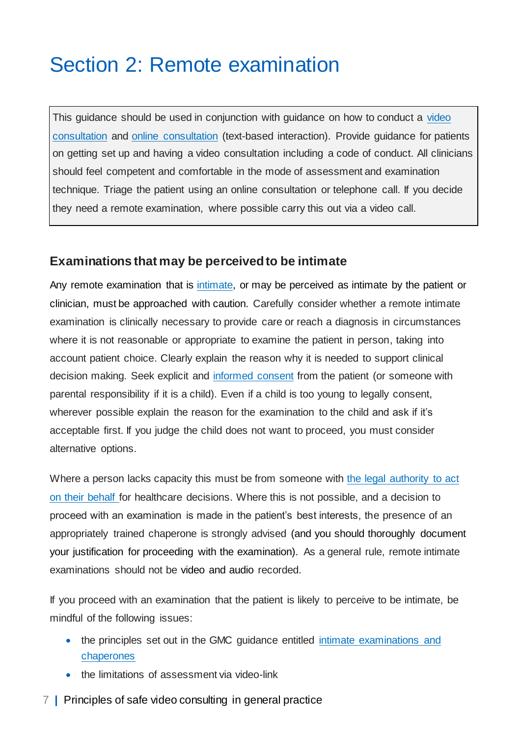# Section 2: Remote examination

> This guidance should be used in conjunction with guidance on how to conduct a video consultation and online consultation (text-based interaction). Provide guidance for patients on getting set up and having a video consultation including a code of conduct. All clinicians should feel competent and comfortable in the mode of assessment and examination technique. Triage the patient using an online consultation or telephone call. If you decide they need a remote examination, where possible carry this out via a video call.

### Examinations that may be perceived to be intimate

Any remote examination that is intimate, or may be perceived as intimate by the patient or clinician, must be approached with caution. Carefully consider whether a remote intimate examination is clinically necessary to provide care or reach a diagnosis in circumstances where it is not reasonable or appropriate to examine the patient in person, taking into account patient choice. Clearly explain the reason why it is needed to support clinical decision making. Seek explicit and informed consent from the patient (or someone with parental responsibility if it is a child). Even if a child is too young to legally consent, wherever possible explain the reason for the examination to the child and ask if it's acceptable first. If you judge the child does not want to proceed, you must consider alternative options.

Where a person lacks capacity this must be from someone with the legal authority to act on their behalf for healthcare decisions. Where this is not possible, and a decision to proceed with an examination is made in the patient's best interests, the presence of an appropriately trained chaperone is strongly advised (and you should thoroughly document your justification for proceeding with the examination). As a general rule, remote intimate examinations should not be video and audio recorded.

If you proceed with an examination that the patient is likely to perceive to be intimate, be mindful of the following issues:

- the principles set out in the GMC guidance entitled intimate examinations and chaperones
- the limitations of assessment via video-link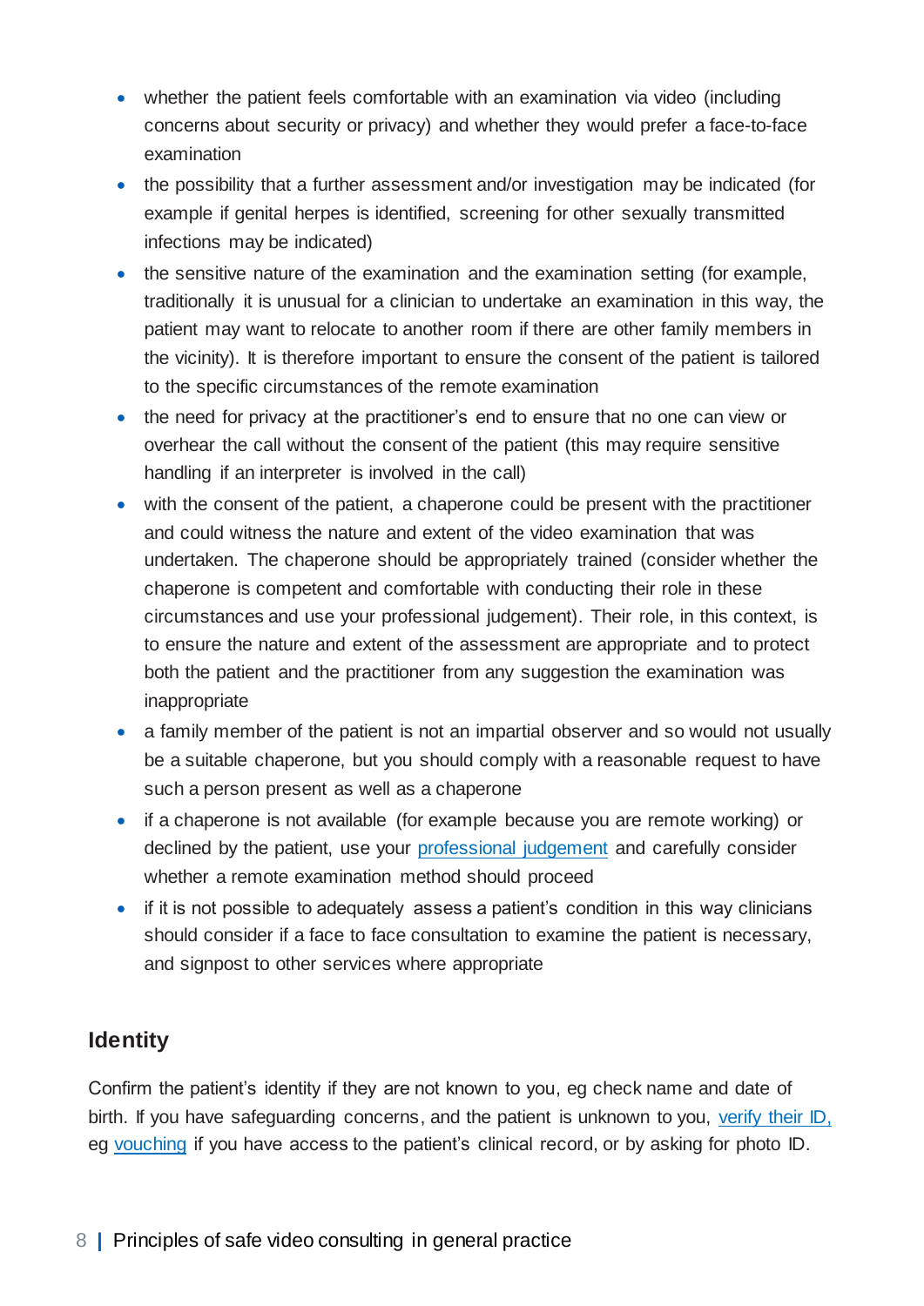- whether the patient feels comfortable with an examination via video (including concerns about security or privacy) and whether they would prefer a face-to-face examination
- the possibility that a further assessment and/or investigation may be indicated (for example if genital herpes is identified, screening for other sexually transmitted infections may be indicated)
- the sensitive nature of the examination and the examination setting (for example, traditionally it is unusual for a clinician to undertake an examination in this way, the patient may want to relocate to another room if there are other family members in the vicinity). It is therefore important to ensure the consent of the patient is tailored to the specific circumstances of the remote examination
- the need for privacy at the practitioner's end to ensure that no one can view or overhear the call without the consent of the patient (this may require sensitive handling if an interpreter is involved in the call)
- with the consent of the patient, a chaperone could be present with the practitioner and could witness the nature and extent of the video examination that was undertaken. The chaperone should be appropriately trained (consider whether the chaperone is competent and comfortable with conducting their role in these circumstances and use your professional judgement). Their role, in this context, is to ensure the nature and extent of the assessment are appropriate and to protect both the patient and the practitioner from any suggestion the examination was inappropriate
- a family member of the patient is not an impartial observer and so would not usually be a suitable chaperone, but you should comply with a reasonable request to have such a person present as well as a chaperone
- if a chaperone is not available (for example because you are remote working) or declined by the patient, use your [professional judgement] and carefully consider whether a remote examination method should proceed
- if it is not possible to adequately assess a patient's condition in this way clinicians should consider if a face to face consultation to examine the patient is necessary, and signpost to other services where appropriate

## Identity

Confirm the patient's identity if they are not known to you, eg check name and date of birth. If you have safeguarding concerns, and the patient is unknown to you, [verify their ID,] eg [vouching] if you have access to the patient's clinical record, or by asking for photo ID.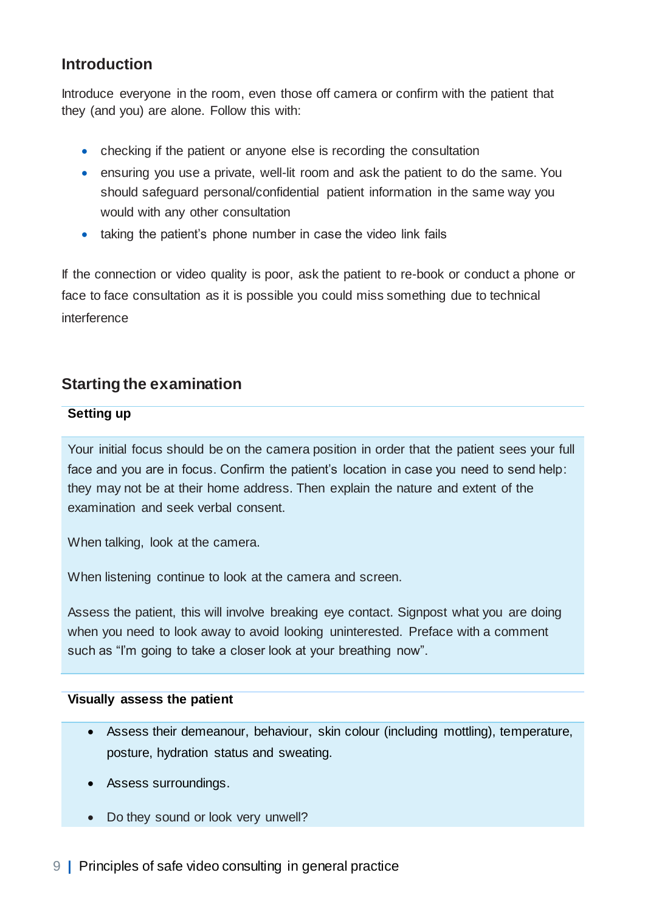## Introduction

Introduce everyone in the room, even those off camera or confirm with the patient that they (and you) are alone. Follow this with:

- checking if the patient or anyone else is recording the consultation
- ensuring you use a private, well-lit room and ask the patient to do the same. You should safeguard personal/confidential patient information in the same way you would with any other consultation
- taking the patient's phone number in case the video link fails

If the connection or video quality is poor, ask the patient to re-book or conduct a phone or face to face consultation as it is possible you could miss something due to technical interference

## Starting the examination

### Setting up

Your initial focus should be on the camera position in order that the patient sees your full face and you are in focus. Confirm the patient's location in case you need to send help: they may not be at their home address. Then explain the nature and extent of the examination and seek verbal consent.

When talking, look at the camera.

When listening continue to look at the camera and screen.

Assess the patient, this will involve breaking eye contact. Signpost what you are doing when you need to look away to avoid looking uninterested. Preface with a comment such as "I'm going to take a closer look at your breathing now".

### Visually assess the patient

- Assess their demeanour, behaviour, skin colour (including mottling), temperature, posture, hydration status and sweating.
- Assess surroundings.
- Do they sound or look very unwell?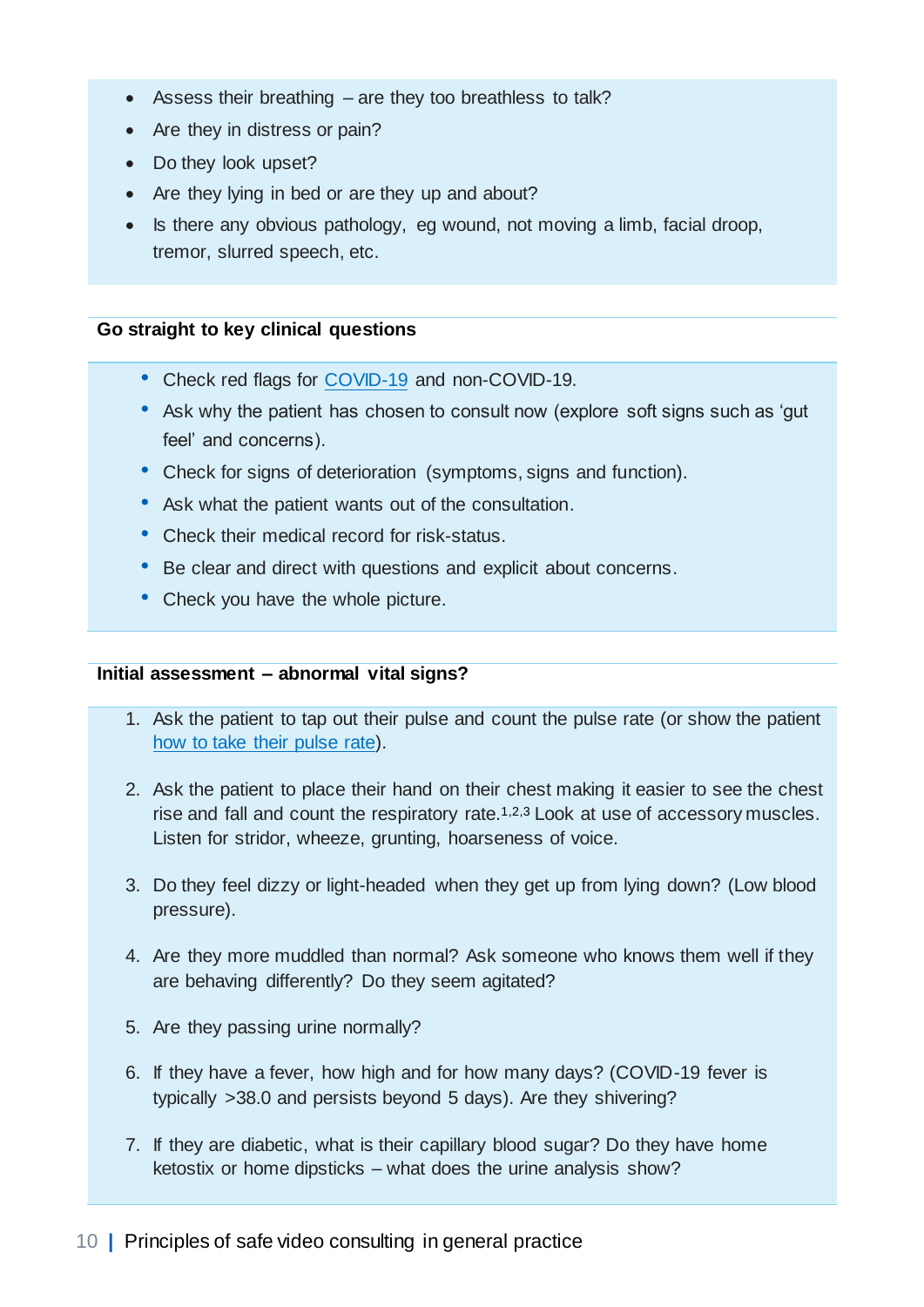- Assess their breathing – are they too breathless to talk?
- Are they in distress or pain?
- Do they look upset?
- Are they lying in bed or are they up and about?
- Is there any obvious pathology, eg wound, not moving a limb, facial droop, tremor, slurred speech, etc.

**Go straight to key clinical questions**

- Check red flags for COVID-19 and non-COVID-19.
- Ask why the patient has chosen to consult now (explore soft signs such as 'gut feel' and concerns).
- Check for signs of deterioration (symptoms, signs and function).
- Ask what the patient wants out of the consultation.
- Check their medical record for risk-status.
- Be clear and direct with questions and explicit about concerns.
- Check you have the whole picture.

**Initial assessment – abnormal vital signs?**

1. Ask the patient to tap out their pulse and count the pulse rate (or show the patient how to take their pulse rate).
2. Ask the patient to place their hand on their chest making it easier to see the chest rise and fall and count the respiratory rate.[1,2,3] Look at use of accessory muscles. Listen for stridor, wheeze, grunting, hoarseness of voice.
3. Do they feel dizzy or light-headed when they get up from lying down? (Low blood pressure).
4. Are they more muddled than normal? Ask someone who knows them well if they are behaving differently? Do they seem agitated?
5. Are they passing urine normally?
6. If they have a fever, how high and for how many days? (COVID-19 fever is typically >38.0 and persists beyond 5 days). Are they shivering?
7. If they are diabetic, what is their capillary blood sugar? Do they have home ketostix or home dipsticks – what does the urine analysis show?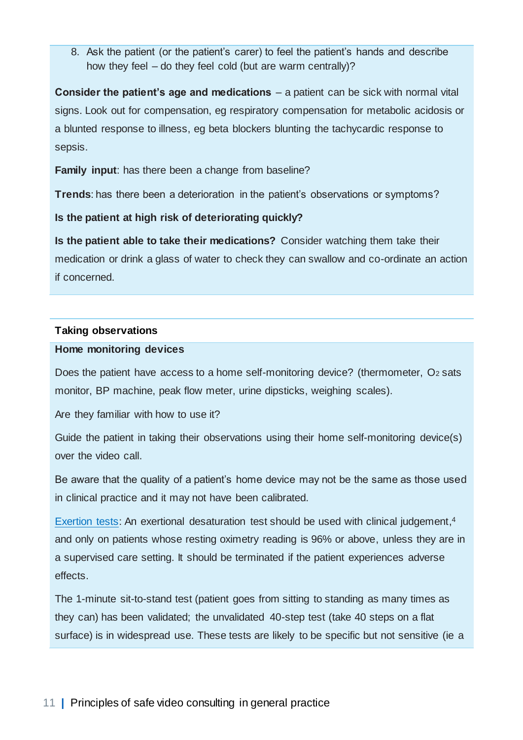8. Ask the patient (or the patient's carer) to feel the patient's hands and describe how they feel – do they feel cold (but are warm centrally)?

**Consider the patient's age and medications** – a patient can be sick with normal vital signs. Look out for compensation, eg respiratory compensation for metabolic acidosis or a blunted response to illness, eg beta blockers blunting the tachycardic response to sepsis.

**Family input**: has there been a change from baseline?

**Trends**: has there been a deterioration in the patient's observations or symptoms?

**Is the patient at high risk of deteriorating quickly?**

**Is the patient able to take their medications?** Consider watching them take their medication or drink a glass of water to check they can swallow and co-ordinate an action if concerned.

**Taking observations**

**Home monitoring devices**

Does the patient have access to a home self-monitoring device? (thermometer, $O_2$ sats monitor, BP machine, peak flow meter, urine dipsticks, weighing scales).

Are they familiar with how to use it?

Guide the patient in taking their observations using their home self-monitoring device(s) over the video call.

Be aware that the quality of a patient's home device may not be the same as those used in clinical practice and it may not have been calibrated.

Exertion tests: An exertional desaturation test should be used with clinical judgement,[4] and only on patients whose resting oximetry reading is 96% or above, unless they are in a supervised care setting. It should be terminated if the patient experiences adverse effects.

The 1-minute sit-to-stand test (patient goes from sitting to standing as many times as they can) has been validated; the unvalidated 40-step test (take 40 steps on a flat surface) is in widespread use. These tests are likely to be specific but not sensitive (ie a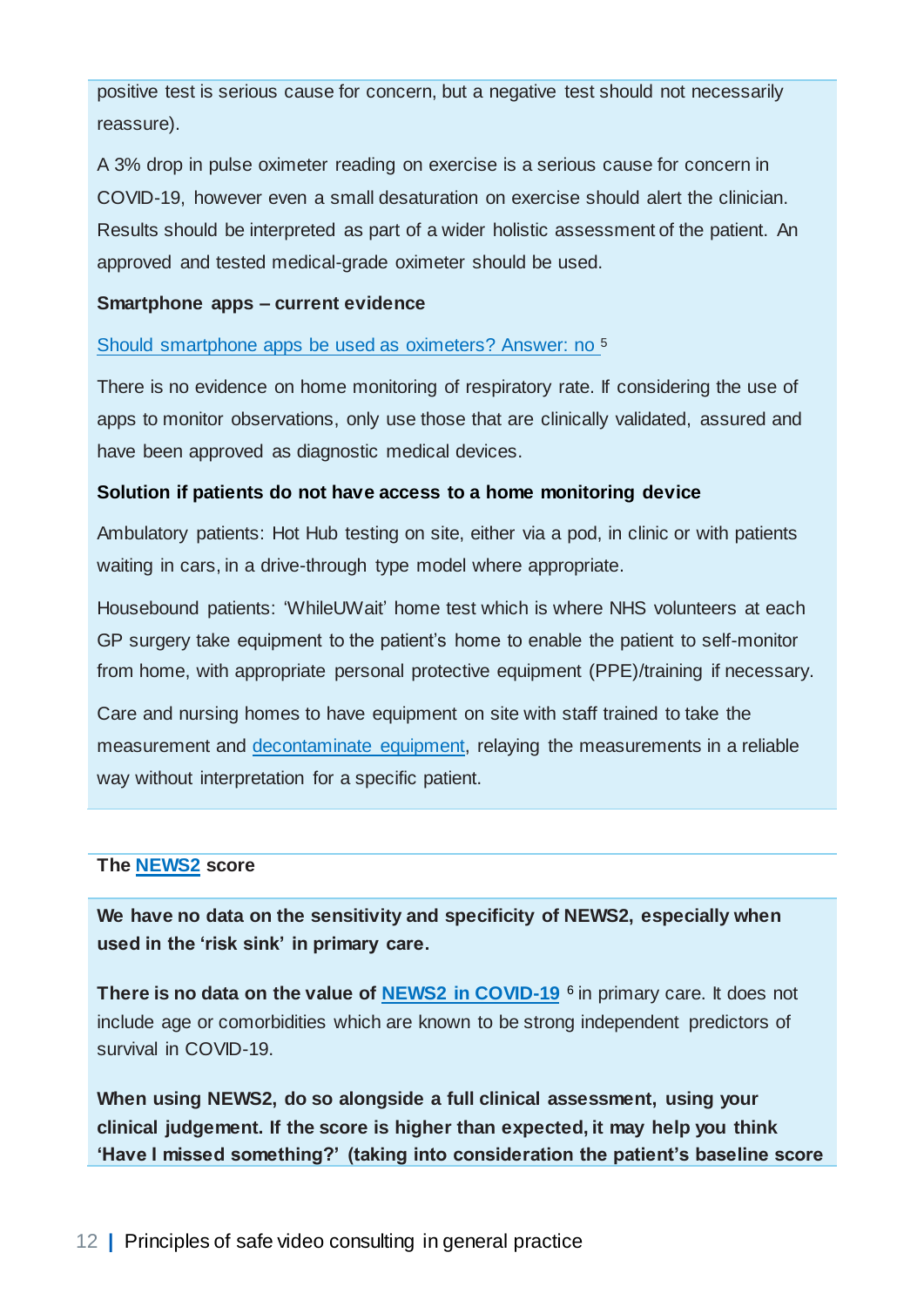positive test is serious cause for concern, but a negative test should not necessarily reassure).

A 3% drop in pulse oximeter reading on exercise is a serious cause for concern in COVID-19, however even a small desaturation on exercise should alert the clinician. Results should be interpreted as part of a wider holistic assessment of the patient. An approved and tested medical-grade oximeter should be used.

**Smartphone apps – current evidence**

Should smartphone apps be used as oximeters? Answer: no [5]

There is no evidence on home monitoring of respiratory rate. If considering the use of apps to monitor observations, only use those that are clinically validated, assured and have been approved as diagnostic medical devices.

**Solution if patients do not have access to a home monitoring device**

Ambulatory patients: Hot Hub testing on site, either via a pod, in clinic or with patients waiting in cars, in a drive-through type model where appropriate.

Housebound patients: 'WhileUWait' home test which is where NHS volunteers at each GP surgery take equipment to the patient's home to enable the patient to self-monitor from home, with appropriate personal protective equipment (PPE)/training if necessary.

Care and nursing homes to have equipment on site with staff trained to take the measurement and decontaminate equipment, relaying the measurements in a reliable way without interpretation for a specific patient.

**The NEWS2 score**

**We have no data on the sensitivity and specificity of NEWS2, especially when used in the 'risk sink' in primary care.**

**There is no data on the value of NEWS2 in COVID-19** [6] in primary care. It does not include age or comorbidities which are known to be strong independent predictors of survival in COVID-19.

**When using NEWS2, do so alongside a full clinical assessment, using your clinical judgement. If the score is higher than expected, it may help you think 'Have I missed something?' (taking into consideration the patient's baseline score**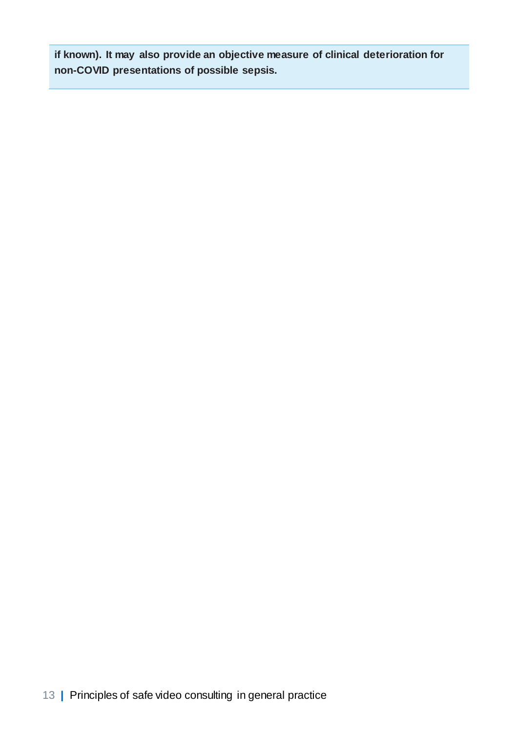**if known). It may also provide an objective measure of clinical deterioration for non-COVID presentations of possible sepsis.**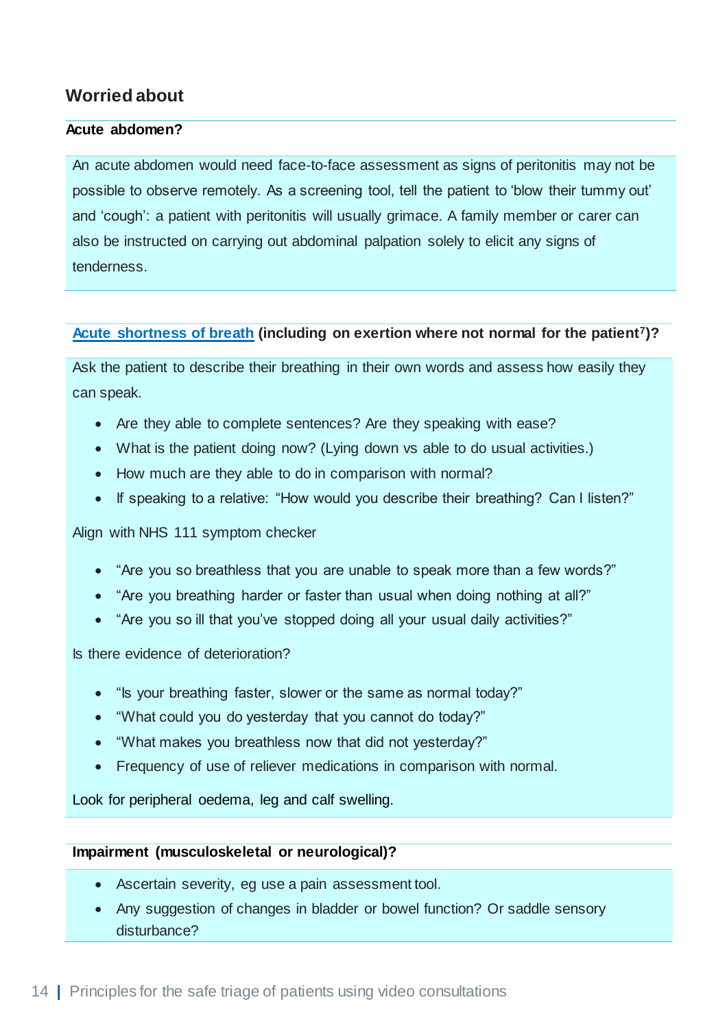## Worried about

**Acute abdomen?**

An acute abdomen would need face-to-face assessment as signs of peritonitis may not be possible to observe remotely. As a screening tool, tell the patient to 'blow their tummy out' and 'cough': a patient with peritonitis will usually grimace. A family member or carer can also be instructed on carrying out abdominal palpation solely to elicit any signs of tenderness.

**Acute shortness of breath (including on exertion where not normal for the patient[7])?**

Ask the patient to describe their breathing in their own words and assess how easily they can speak.

- Are they able to complete sentences? Are they speaking with ease?
- What is the patient doing now? (Lying down vs able to do usual activities.)
- How much are they able to do in comparison with normal?
- If speaking to a relative: "How would you describe their breathing? Can I listen?"

Align with NHS 111 symptom checker

- "Are you so breathless that you are unable to speak more than a few words?"
- "Are you breathing harder or faster than usual when doing nothing at all?"
- "Are you so ill that you've stopped doing all your usual daily activities?"

Is there evidence of deterioration?

- "Is your breathing faster, slower or the same as normal today?"
- "What could you do yesterday that you cannot do today?"
- "What makes you breathless now that did not yesterday?"
- Frequency of use of reliever medications in comparison with normal.

Look for peripheral oedema, leg and calf swelling.

**Impairment (musculoskeletal or neurological)?**

- Ascertain severity, eg use a pain assessment tool.
- Any suggestion of changes in bladder or bowel function? Or saddle sensory disturbance?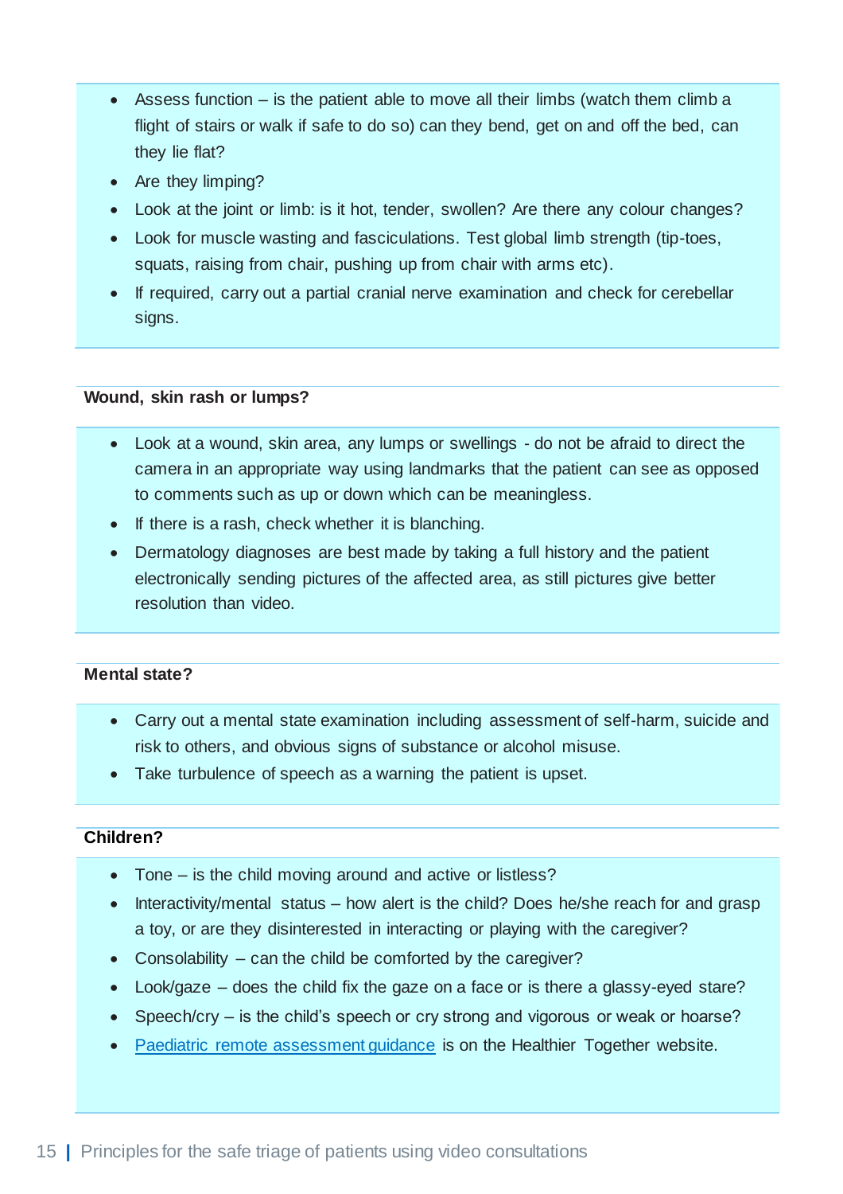- Assess function – is the patient able to move all their limbs (watch them climb a flight of stairs or walk if safe to do so) can they bend, get on and off the bed, can they lie flat?
- Are they limping?
- Look at the joint or limb: is it hot, tender, swollen? Are there any colour changes?
- Look for muscle wasting and fasciculations. Test global limb strength (tip-toes, squats, raising from chair, pushing up from chair with arms etc).
- If required, carry out a partial cranial nerve examination and check for cerebellar signs.

**Wound, skin rash or lumps?**

- Look at a wound, skin area, any lumps or swellings - do not be afraid to direct the camera in an appropriate way using landmarks that the patient can see as opposed to comments such as up or down which can be meaningless.
- If there is a rash, check whether it is blanching.
- Dermatology diagnoses are best made by taking a full history and the patient electronically sending pictures of the affected area, as still pictures give better resolution than video.

**Mental state?**

- Carry out a mental state examination including assessment of self-harm, suicide and risk to others, and obvious signs of substance or alcohol misuse.
- Take turbulence of speech as a warning the patient is upset.

**Children?**

- Tone – is the child moving around and active or listless?
- Interactivity/mental status – how alert is the child? Does he/she reach for and grasp a toy, or are they disinterested in interacting or playing with the caregiver?
- Consolability – can the child be comforted by the caregiver?
- Look/gaze – does the child fix the gaze on a face or is there a glassy-eyed stare?
- Speech/cry – is the child's speech or cry strong and vigorous or weak or hoarse?
- Paediatric remote assessment guidance is on the Healthier Together website.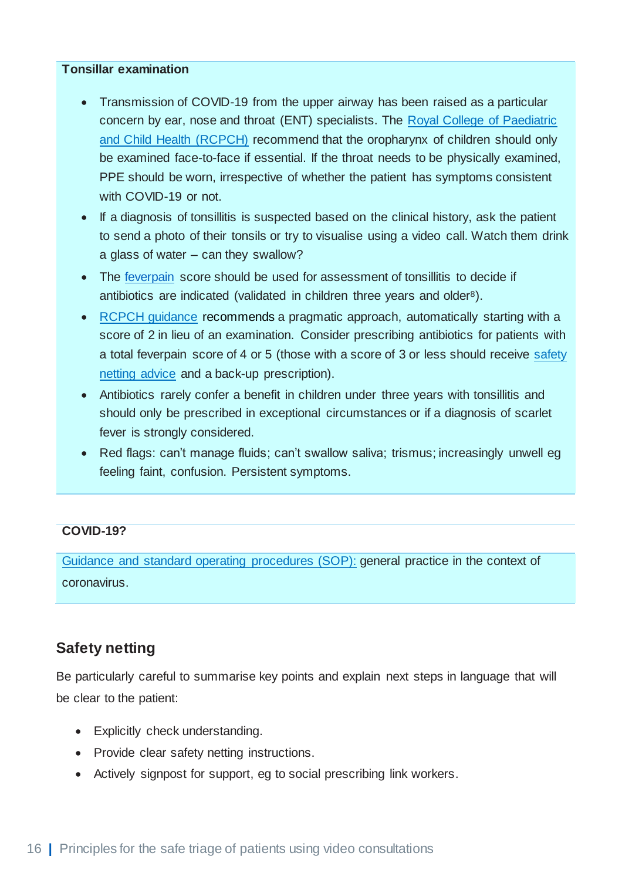**Tonsillar examination**

- Transmission of COVID-19 from the upper airway has been raised as a particular concern by ear, nose and throat (ENT) specialists. The Royal College of Paediatric and Child Health (RCPCH) recommend that the oropharynx of children should only be examined face-to-face if essential. If the throat needs to be physically examined, PPE should be worn, irrespective of whether the patient has symptoms consistent with COVID-19 or not.
- If a diagnosis of tonsillitis is suspected based on the clinical history, ask the patient to send a photo of their tonsils or try to visualise using a video call. Watch them drink a glass of water – can they swallow?
- The feverpain score should be used for assessment of tonsillitis to decide if antibiotics are indicated (validated in children three years and older[8]).
- RCPCH guidance recommends a pragmatic approach, automatically starting with a score of 2 in lieu of an examination. Consider prescribing antibiotics for patients with a total feverpain score of 4 or 5 (those with a score of 3 or less should receive safety netting advice and a back-up prescription).
- Antibiotics rarely confer a benefit in children under three years with tonsillitis and should only be prescribed in exceptional circumstances or if a diagnosis of scarlet fever is strongly considered.
- Red flags: can't manage fluids; can't swallow saliva; trismus; increasingly unwell eg feeling faint, confusion. Persistent symptoms.

**COVID-19?**

Guidance and standard operating procedures (SOP): general practice in the context of coronavirus.

## Safety netting

Be particularly careful to summarise key points and explain next steps in language that will be clear to the patient:

- Explicitly check understanding.
- Provide clear safety netting instructions.
- Actively signpost for support, eg to social prescribing link workers.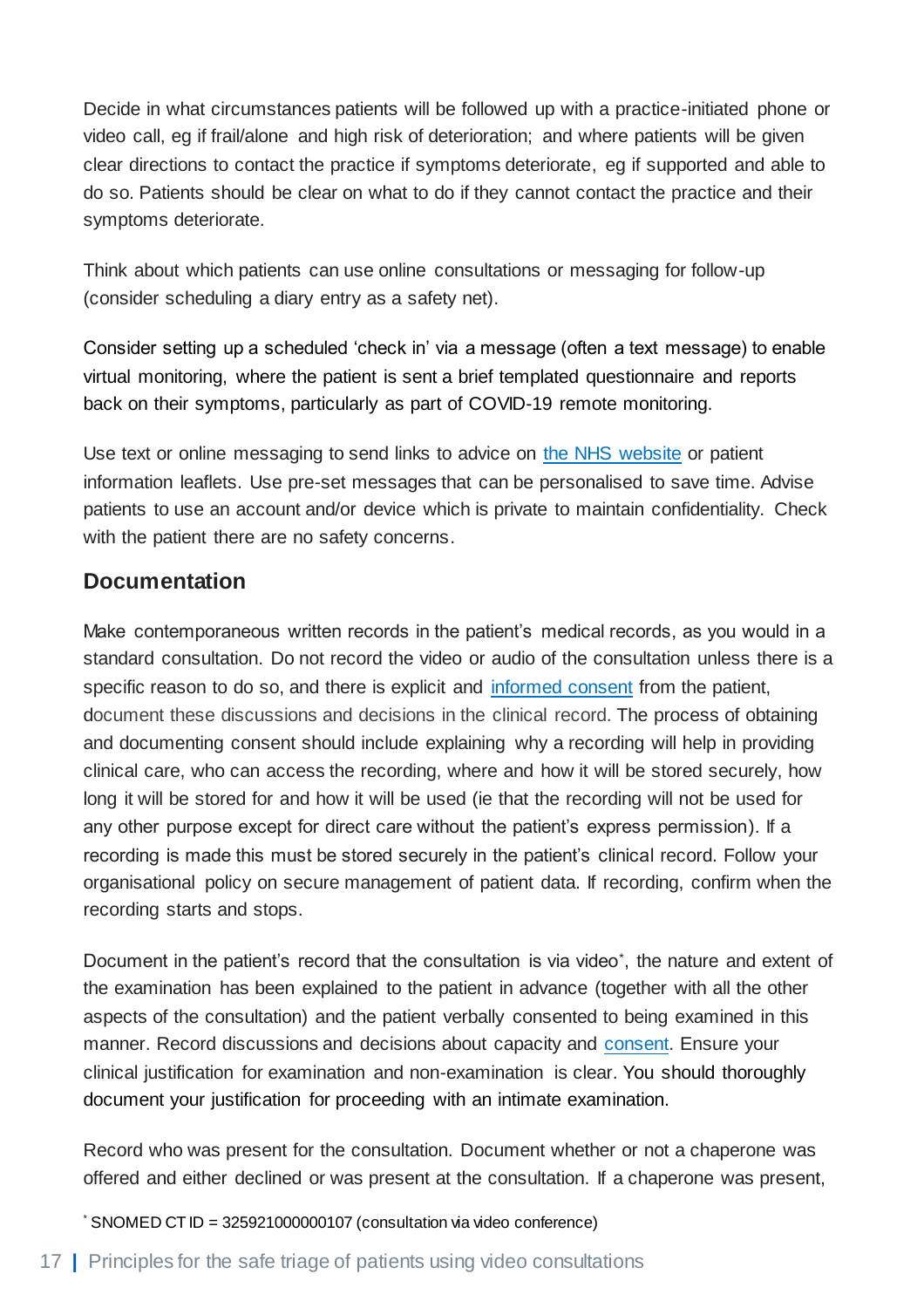Decide in what circumstances patients will be followed up with a practice-initiated phone or video call, eg if frail/alone and high risk of deterioration; and where patients will be given clear directions to contact the practice if symptoms deteriorate, eg if supported and able to do so. Patients should be clear on what to do if they cannot contact the practice and their symptoms deteriorate.

Think about which patients can use online consultations or messaging for follow-up (consider scheduling a diary entry as a safety net).

Consider setting up a scheduled 'check in' via a message (often a text message) to enable virtual monitoring, where the patient is sent a brief templated questionnaire and reports back on their symptoms, particularly as part of COVID-19 remote monitoring.

Use text or online messaging to send links to advice on [the NHS website] or patient information leaflets. Use pre-set messages that can be personalised to save time. Advise patients to use an account and/or device which is private to maintain confidentiality. Check with the patient there are no safety concerns.

## Documentation

Make contemporaneous written records in the patient's medical records, as you would in a standard consultation. Do not record the video or audio of the consultation unless there is a specific reason to do so, and there is explicit and [informed consent] from the patient, document these discussions and decisions in the clinical record. The process of obtaining and documenting consent should include explaining why a recording will help in providing clinical care, who can access the recording, where and how it will be stored securely, how long it will be stored for and how it will be used (ie that the recording will not be used for any other purpose except for direct care without the patient's express permission). If a recording is made this must be stored securely in the patient's clinical record. Follow your organisational policy on secure management of patient data. If recording, confirm when the recording starts and stops.

Document in the patient's record that the consultation is via video*, the nature and extent of the examination has been explained to the patient in advance (together with all the other aspects of the consultation) and the patient verbally consented to being examined in this manner. Record discussions and decisions about capacity and [consent]. Ensure your clinical justification for examination and non-examination is clear. You should thoroughly document your justification for proceeding with an intimate examination.

Record who was present for the consultation. Document whether or not a chaperone was offered and either declined or was present at the consultation. If a chaperone was present,

* SNOMED CT ID = 325921000000107 (consultation via video conference)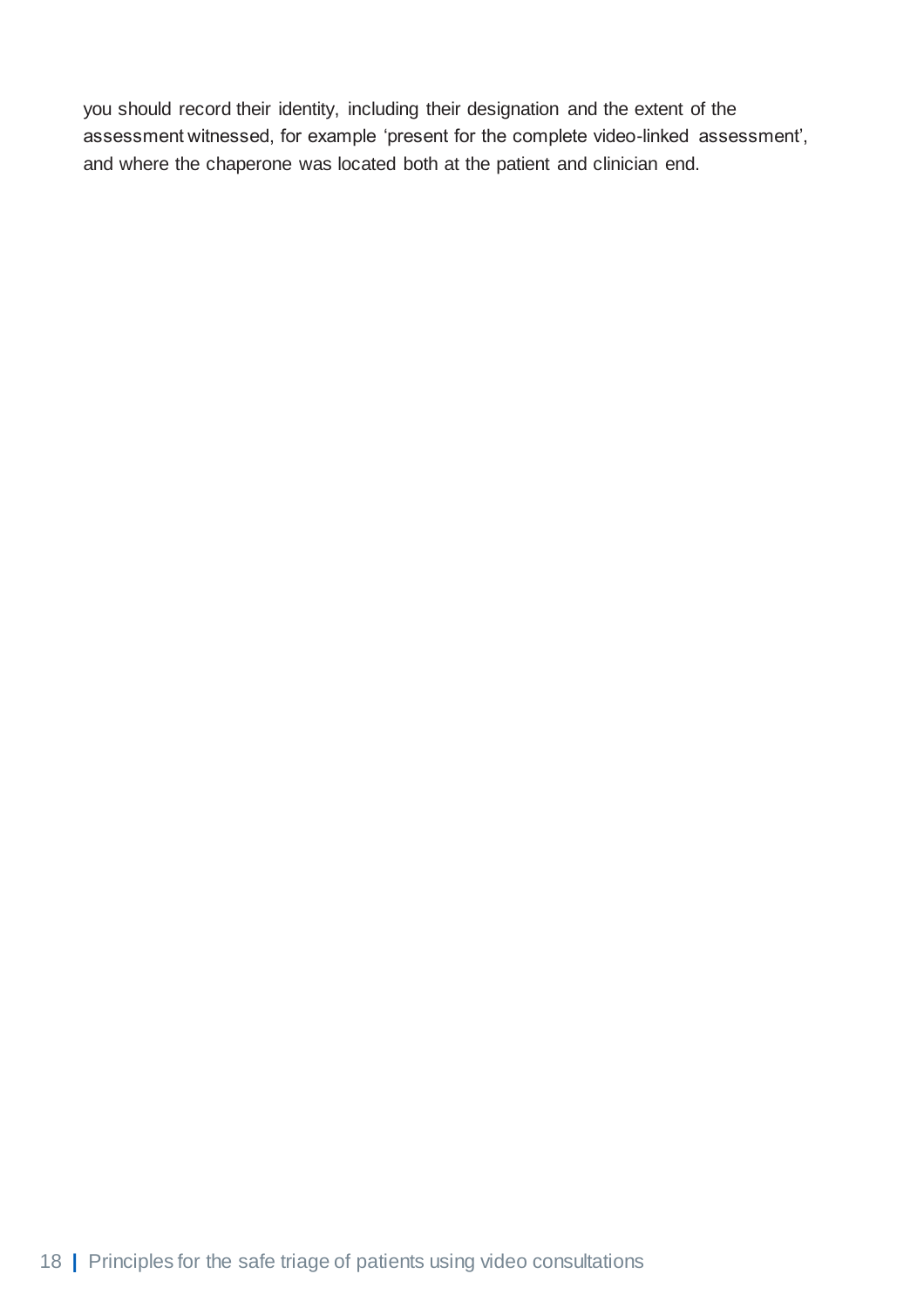you should record their identity, including their designation and the extent of the assessment witnessed, for example 'present for the complete video-linked assessment', and where the chaperone was located both at the patient and clinician end.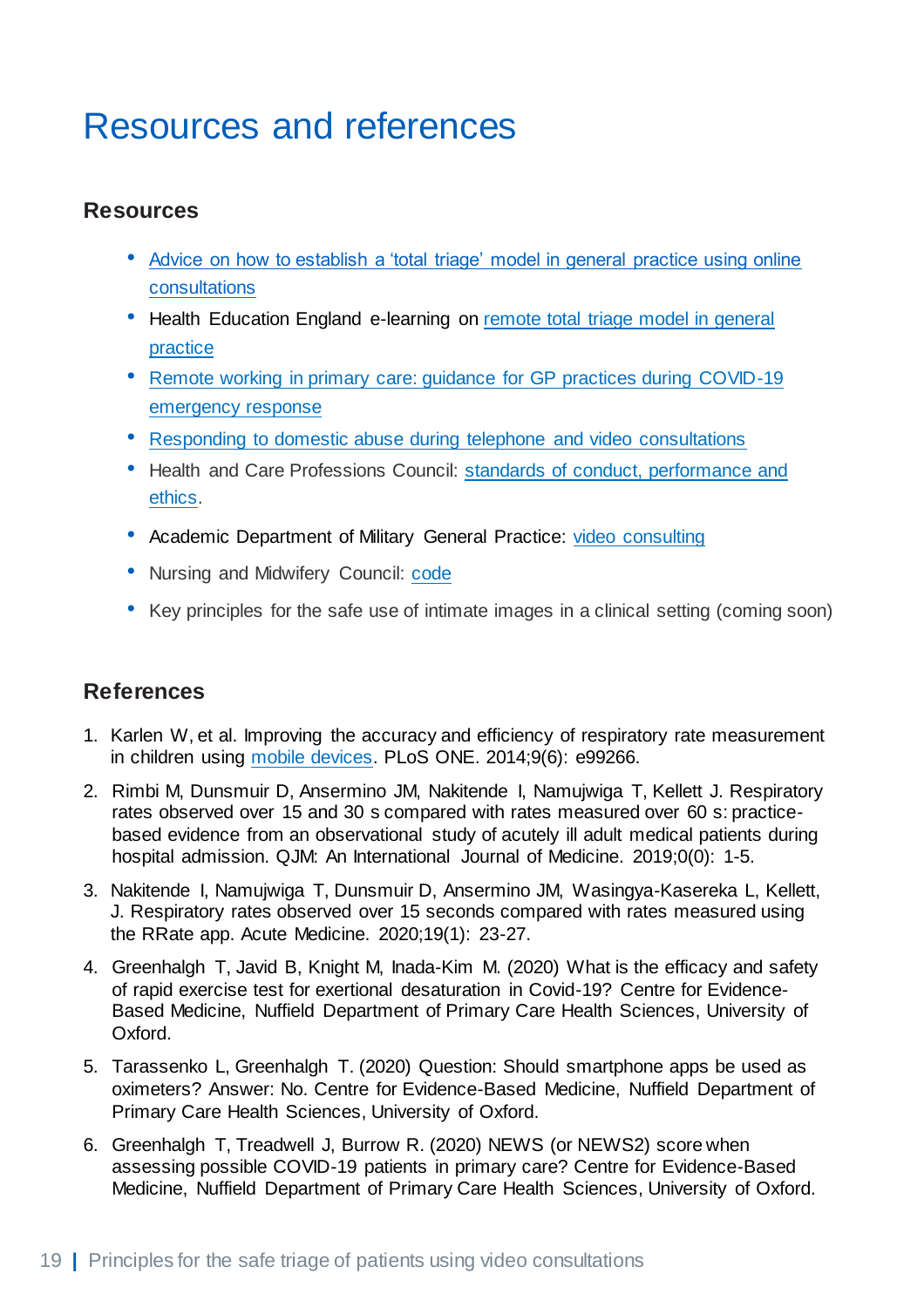# Resources and references

## Resources

- Advice on how to establish a 'total triage' model in general practice using online consultations
- Health Education England e-learning on remote total triage model in general practice
- Remote working in primary care: guidance for GP practices during COVID-19 emergency response
- Responding to domestic abuse during telephone and video consultations
- Health and Care Professions Council: standards of conduct, performance and ethics.
- Academic Department of Military General Practice: video consulting
- Nursing and Midwifery Council: code
- Key principles for the safe use of intimate images in a clinical setting (coming soon)

## References

1. Karlen W, et al. Improving the accuracy and efficiency of respiratory rate measurement in children using mobile devices. PLoS ONE. 2014;9(6): e99266.
2. Rimbi M, Dunsmuir D, Ansermino JM, Nakitende I, Namujwiga T, Kellett J. Respiratory rates observed over 15 and 30 s compared with rates measured over 60 s: practice-based evidence from an observational study of acutely ill adult medical patients during hospital admission. QJM: An International Journal of Medicine. 2019;0(0): 1-5.
3. Nakitende I, Namujwiga T, Dunsmuir D, Ansermino JM, Wasingya-Kasereka L, Kellett, J. Respiratory rates observed over 15 seconds compared with rates measured using the RRate app. Acute Medicine. 2020;19(1): 23-27.
4. Greenhalgh T, Javid B, Knight M, Inada-Kim M. (2020) What is the efficacy and safety of rapid exercise test for exertional desaturation in Covid-19? Centre for Evidence-Based Medicine, Nuffield Department of Primary Care Health Sciences, University of Oxford.
5. Tarassenko L, Greenhalgh T. (2020) Question: Should smartphone apps be used as oximeters? Answer: No. Centre for Evidence-Based Medicine, Nuffield Department of Primary Care Health Sciences, University of Oxford.
6. Greenhalgh T, Treadwell J, Burrow R. (2020) NEWS (or NEWS2) score when assessing possible COVID-19 patients in primary care? Centre for Evidence-Based Medicine, Nuffield Department of Primary Care Health Sciences, University of Oxford.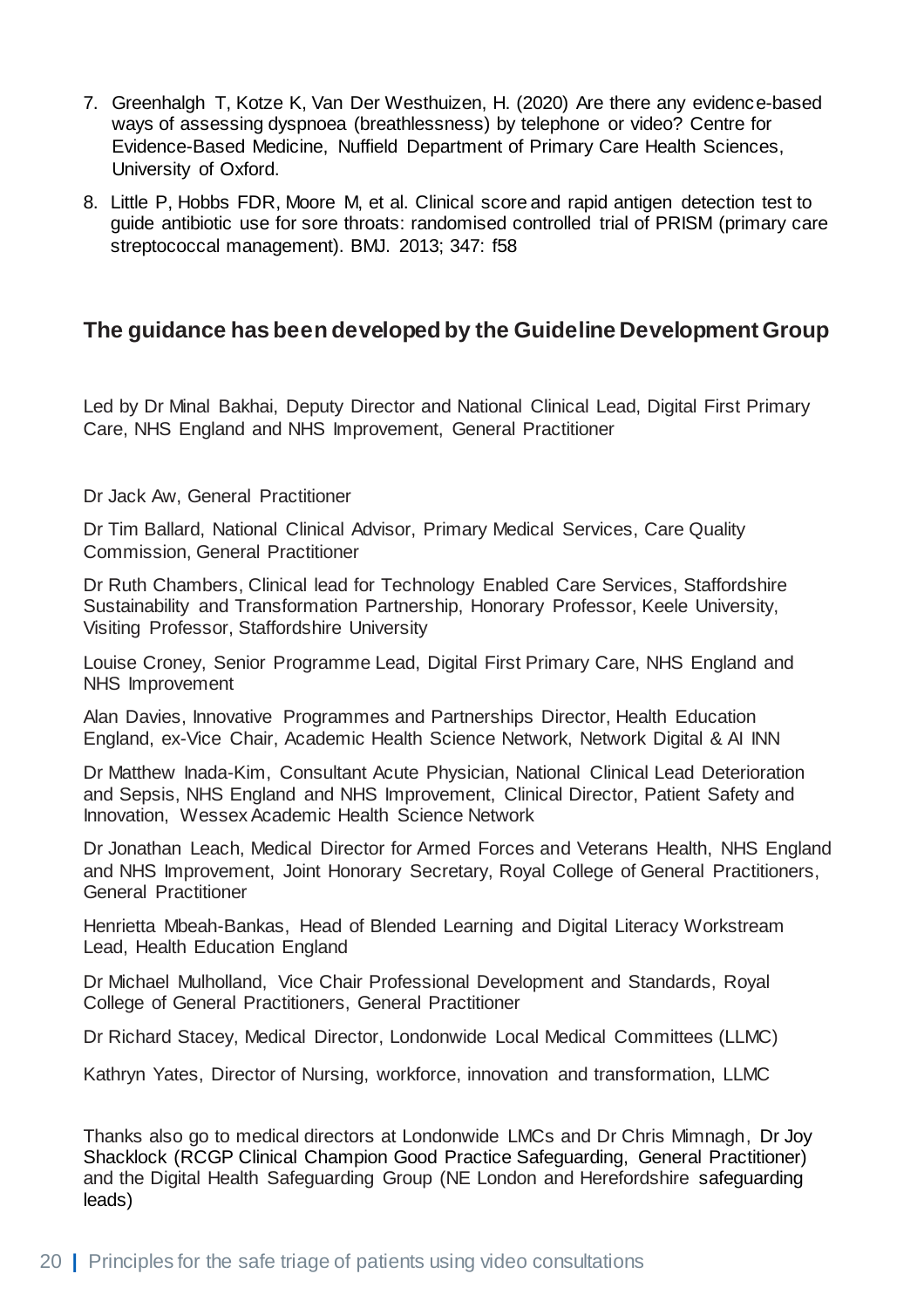7. Greenhalgh T, Kotze K, Van Der Westhuizen, H. (2020) Are there any evidence-based ways of assessing dyspnoea (breathlessness) by telephone or video? Centre for Evidence-Based Medicine, Nuffield Department of Primary Care Health Sciences, University of Oxford.
8. Little P, Hobbs FDR, Moore M, et al. Clinical score and rapid antigen detection test to guide antibiotic use for sore throats: randomised controlled trial of PRISM (primary care streptococcal management). BMJ. 2013; 347: f58

## The guidance has been developed by the Guideline Development Group

Led by Dr Minal Bakhai, Deputy Director and National Clinical Lead, Digital First Primary Care, NHS England and NHS Improvement, General Practitioner

Dr Jack Aw, General Practitioner

Dr Tim Ballard, National Clinical Advisor, Primary Medical Services, Care Quality Commission, General Practitioner

Dr Ruth Chambers, Clinical lead for Technology Enabled Care Services, Staffordshire Sustainability and Transformation Partnership, Honorary Professor, Keele University, Visiting Professor, Staffordshire University

Louise Croney, Senior Programme Lead, Digital First Primary Care, NHS England and NHS Improvement

Alan Davies, Innovative Programmes and Partnerships Director, Health Education England, ex-Vice Chair, Academic Health Science Network, Network Digital & AI INN

Dr Matthew Inada-Kim, Consultant Acute Physician, National Clinical Lead Deterioration and Sepsis, NHS England and NHS Improvement, Clinical Director, Patient Safety and Innovation, Wessex Academic Health Science Network

Dr Jonathan Leach, Medical Director for Armed Forces and Veterans Health, NHS England and NHS Improvement, Joint Honorary Secretary, Royal College of General Practitioners, General Practitioner

Henrietta Mbeah-Bankas, Head of Blended Learning and Digital Literacy Workstream Lead, Health Education England

Dr Michael Mulholland, Vice Chair Professional Development and Standards, Royal College of General Practitioners, General Practitioner

Dr Richard Stacey, Medical Director, Londonwide Local Medical Committees (LLMC)

Kathryn Yates, Director of Nursing, workforce, innovation and transformation, LLMC

Thanks also go to medical directors at Londonwide LMCs and Dr Chris Mimnagh, Dr Joy Shacklock (RCGP Clinical Champion Good Practice Safeguarding, General Practitioner) and the Digital Health Safeguarding Group (NE London and Herefordshire safeguarding leads)